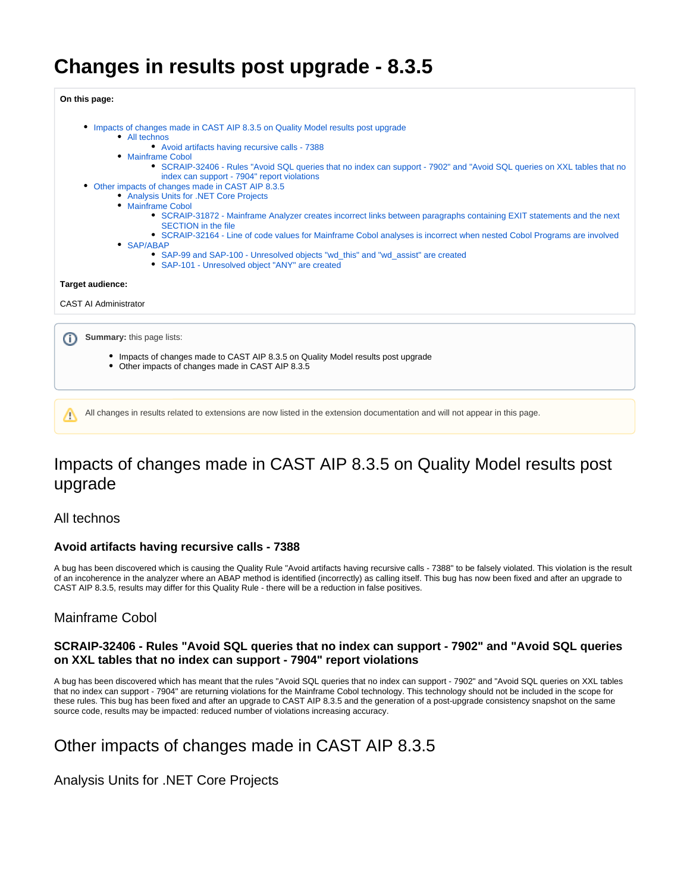# Changes in results post upgrade - 8.3.5

**On this page:**

- Impacts of changes made in CAST AIP 8.3.5 on Quality Model results post upgrade
  - All technos
    - Avoid artifacts having recursive calls - 7388
  - Mainframe Cobol
    - SCRAIP-32406 - Rules "Avoid SQL queries that no index can support - 7902" and "Avoid SQL queries on XXL tables that no index can support - 7904" report violations
- Other impacts of changes made in CAST AIP 8.3.5
  - Analysis Units for .NET Core Projects
  - Mainframe Cobol
    - SCRAIP-31872 - Mainframe Analyzer creates incorrect links between paragraphs containing EXIT statements and the next SECTION in the file
    - SCRAIP-32164 - Line of code values for Mainframe Cobol analyses is incorrect when nested Cobol Programs are involved
  - SAP/ABAP
    - SAP-99 and SAP-100 - Unresolved objects "wd_this" and "wd_assist" are created
    - SAP-101 - Unresolved object "ANY" are created

**Target audience:**

CAST AI Administrator

**Summary:** this page lists:

- Impacts of changes made to CAST AIP 8.3.5 on Quality Model results post upgrade
- Other impacts of changes made in CAST AIP 8.3.5

All changes in results related to extensions are now listed in the extension documentation and will not appear in this page.

## Impacts of changes made in CAST AIP 8.3.5 on Quality Model results post upgrade

### All technos

#### Avoid artifacts having recursive calls - 7388

A bug has been discovered which is causing the Quality Rule "Avoid artifacts having recursive calls - 7388" to be falsely violated. This violation is the result of an incoherence in the analyzer where an ABAP method is identified (incorrectly) as calling itself. This bug has now been fixed and after an upgrade to CAST AIP 8.3.5, results may differ for this Quality Rule - there will be a reduction in false positives.

### Mainframe Cobol

#### SCRAIP-32406 - Rules "Avoid SQL queries that no index can support - 7902" and "Avoid SQL queries on XXL tables that no index can support - 7904" report violations

A bug has been discovered which has meant that the rules "Avoid SQL queries that no index can support - 7902" and "Avoid SQL queries on XXL tables that no index can support - 7904" are returning violations for the Mainframe Cobol technology. This technology should not be included in the scope for these rules. This bug has been fixed and after an upgrade to CAST AIP 8.3.5 and the generation of a post-upgrade consistency snapshot on the same source code, results may be impacted: reduced number of violations increasing accuracy.

## Other impacts of changes made in CAST AIP 8.3.5

### Analysis Units for .NET Core Projects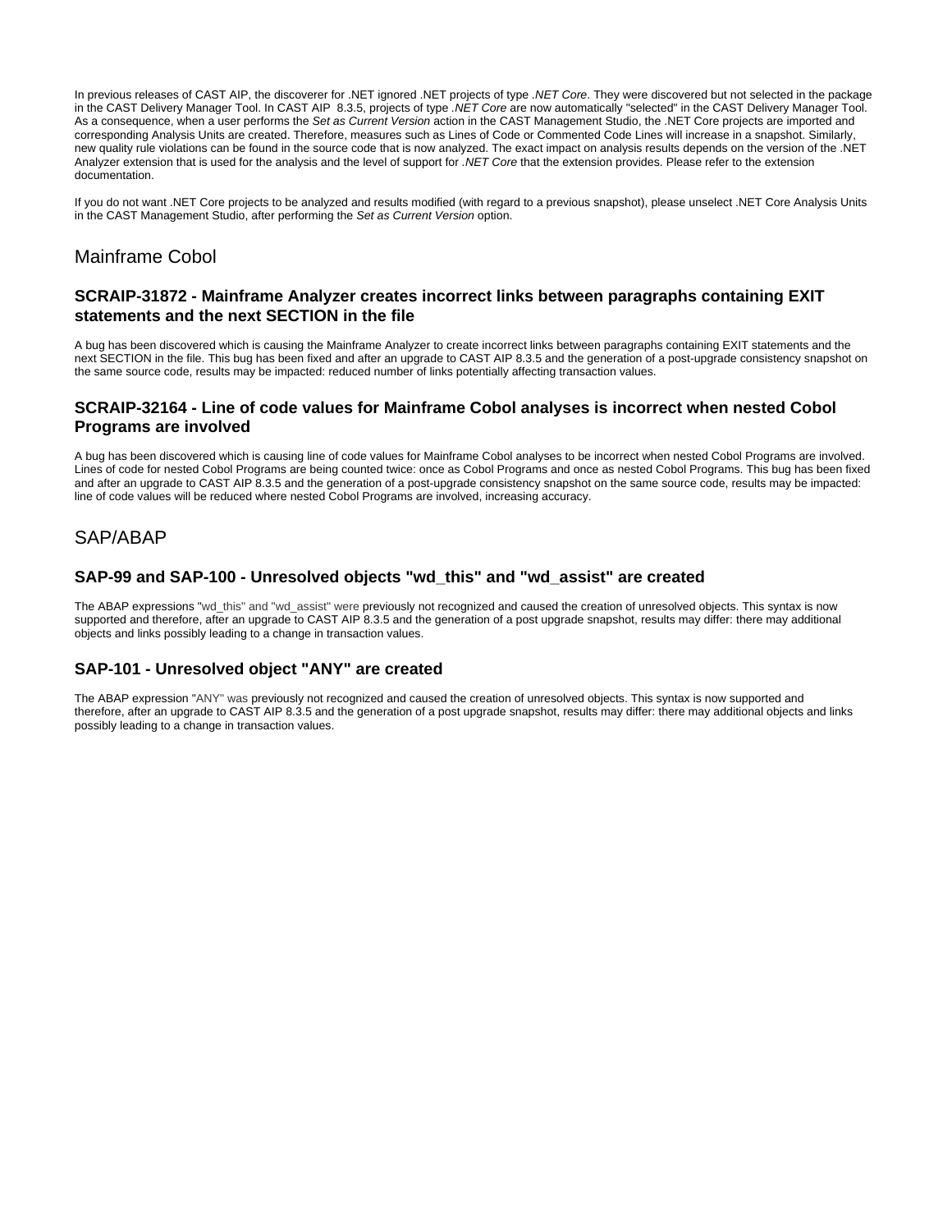In previous releases of CAST AIP, the discoverer for .NET ignored .NET projects of type *.NET Core*. They were discovered but not selected in the package in the CAST Delivery Manager Tool. In CAST AIP 8.3.5, projects of type *.NET Core* are now automatically "selected" in the CAST Delivery Manager Tool. As a consequence, when a user performs the *Set as Current Version* action in the CAST Management Studio, the .NET Core projects are imported and corresponding Analysis Units are created. Therefore, measures such as Lines of Code or Commented Code Lines will increase in a snapshot. Similarly, new quality rule violations can be found in the source code that is now analyzed. The exact impact on analysis results depends on the version of the .NET Analyzer extension that is used for the analysis and the level of support for *.NET Core* that the extension provides. Please refer to the extension documentation.

If you do not want .NET Core projects to be analyzed and results modified (with regard to a previous snapshot), please unselect .NET Core Analysis Units in the CAST Management Studio, after performing the *Set as Current Version* option.

## Mainframe Cobol

### SCRAIP-31872 - Mainframe Analyzer creates incorrect links between paragraphs containing EXIT statements and the next SECTION in the file

A bug has been discovered which is causing the Mainframe Analyzer to create incorrect links between paragraphs containing EXIT statements and the next SECTION in the file. This bug has been fixed and after an upgrade to CAST AIP 8.3.5 and the generation of a post-upgrade consistency snapshot on the same source code, results may be impacted: reduced number of links potentially affecting transaction values.

### SCRAIP-32164 - Line of code values for Mainframe Cobol analyses is incorrect when nested Cobol Programs are involved

A bug has been discovered which is causing line of code values for Mainframe Cobol analyses to be incorrect when nested Cobol Programs are involved. Lines of code for nested Cobol Programs are being counted twice: once as Cobol Programs and once as nested Cobol Programs. This bug has been fixed and after an upgrade to CAST AIP 8.3.5 and the generation of a post-upgrade consistency snapshot on the same source code, results may be impacted: line of code values will be reduced where nested Cobol Programs are involved, increasing accuracy.

## SAP/ABAP

### SAP-99 and SAP-100 - Unresolved objects "wd_this" and "wd_assist" are created

The ABAP expressions "wd_this" and "wd_assist" were previously not recognized and caused the creation of unresolved objects. This syntax is now supported and therefore, after an upgrade to CAST AIP 8.3.5 and the generation of a post upgrade snapshot, results may differ: there may additional objects and links possibly leading to a change in transaction values.

### SAP-101 - Unresolved object "ANY" are created

The ABAP expression "ANY" was previously not recognized and caused the creation of unresolved objects. This syntax is now supported and therefore, after an upgrade to CAST AIP 8.3.5 and the generation of a post upgrade snapshot, results may differ: there may additional objects and links possibly leading to a change in transaction values.